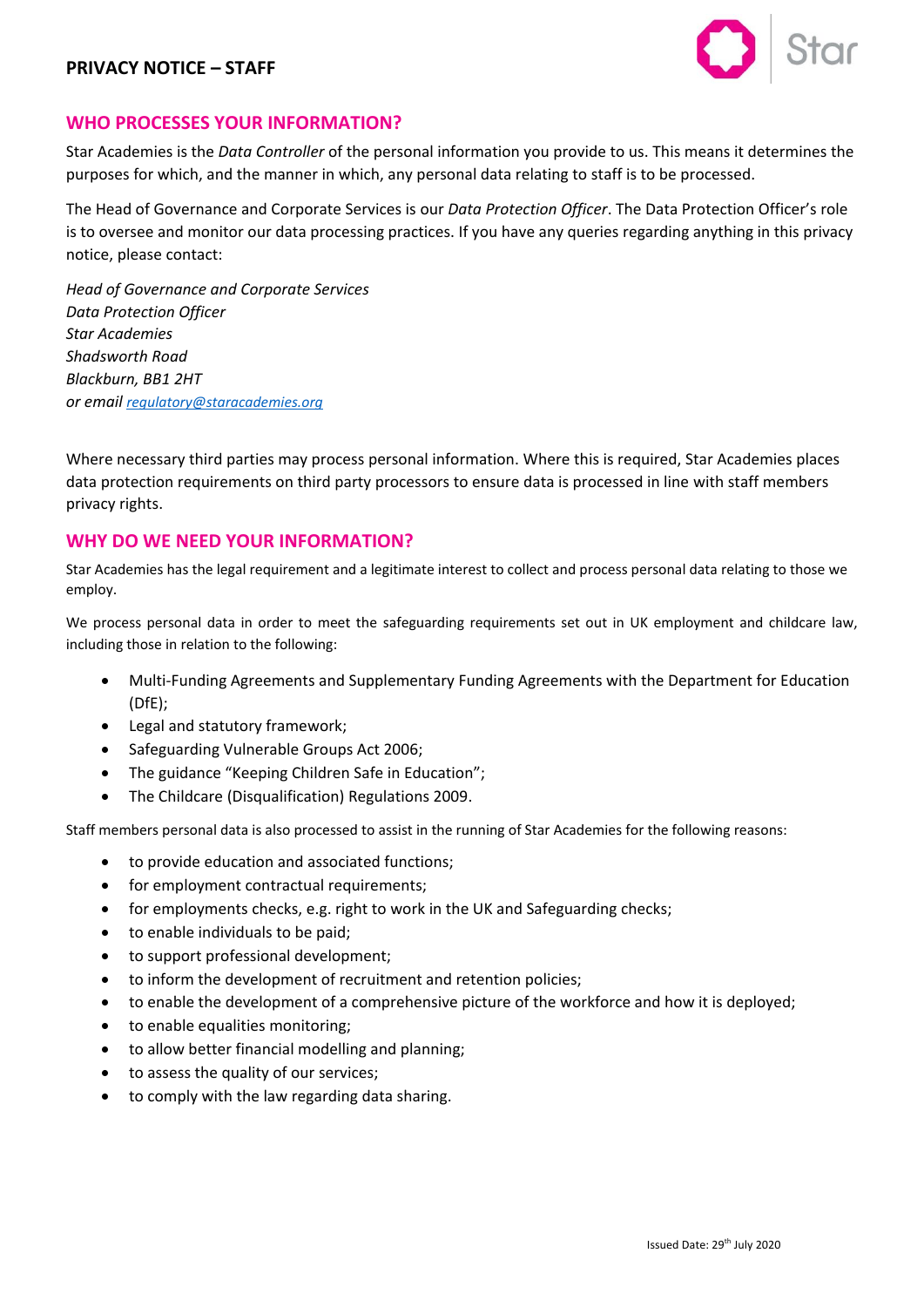# PRIVACY NOTICE – STAFF

## WHO PROCESSES YOUR INFORMATION?

Star Academies is the *Data Controller* of the personal information you provide to us. This means it determines the purposes for which, and the manner in which, any personal data relating to staff is to be processed.

The Head of Governance and Corporate Services is our *Data Protection Officer*. The Data Protection Officer's role is to oversee and monitor our data processing practices. If you have any queries regarding anything in this privacy notice, please contact:

*Head of Governance and Corporate Services*
*Data Protection Officer*
*Star Academies*
*Shadsworth Road*
*Blackburn, BB1 2HT*
*or email regulatory@staracademies.org*

Where necessary third parties may process personal information. Where this is required, Star Academies places data protection requirements on third party processors to ensure data is processed in line with staff members privacy rights.

## WHY DO WE NEED YOUR INFORMATION?

Star Academies has the legal requirement and a legitimate interest to collect and process personal data relating to those we employ.

We process personal data in order to meet the safeguarding requirements set out in UK employment and childcare law, including those in relation to the following:

- Multi-Funding Agreements and Supplementary Funding Agreements with the Department for Education (DfE);
- Legal and statutory framework;
- Safeguarding Vulnerable Groups Act 2006;
- The guidance "Keeping Children Safe in Education";
- The Childcare (Disqualification) Regulations 2009.

Staff members personal data is also processed to assist in the running of Star Academies for the following reasons:

- to provide education and associated functions;
- for employment contractual requirements;
- for employments checks, e.g. right to work in the UK and Safeguarding checks;
- to enable individuals to be paid;
- to support professional development;
- to inform the development of recruitment and retention policies;
- to enable the development of a comprehensive picture of the workforce and how it is deployed;
- to enable equalities monitoring;
- to allow better financial modelling and planning;
- to assess the quality of our services;
- to comply with the law regarding data sharing.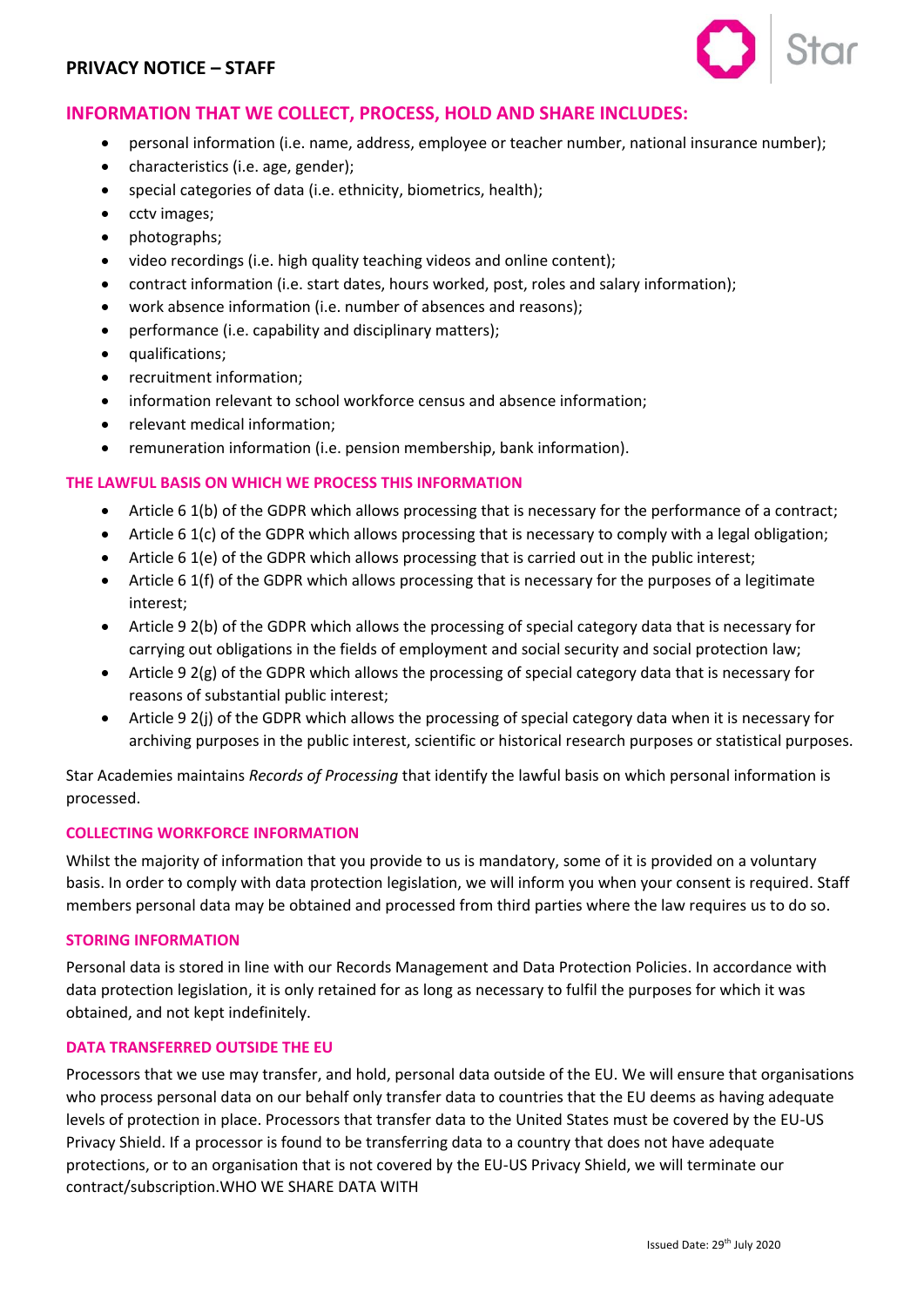## INFORMATION THAT WE COLLECT, PROCESS, HOLD AND SHARE INCLUDES:

- personal information (i.e. name, address, employee or teacher number, national insurance number);
- characteristics (i.e. age, gender);
- special categories of data (i.e. ethnicity, biometrics, health);
- cctv images;
- photographs;
- video recordings (i.e. high quality teaching videos and online content);
- contract information (i.e. start dates, hours worked, post, roles and salary information);
- work absence information (i.e. number of absences and reasons);
- performance (i.e. capability and disciplinary matters);
- qualifications;
- recruitment information;
- information relevant to school workforce census and absence information;
- relevant medical information;
- remuneration information (i.e. pension membership, bank information).

### THE LAWFUL BASIS ON WHICH WE PROCESS THIS INFORMATION

- Article 6 1(b) of the GDPR which allows processing that is necessary for the performance of a contract;
- Article 6 1(c) of the GDPR which allows processing that is necessary to comply with a legal obligation;
- Article 6 1(e) of the GDPR which allows processing that is carried out in the public interest;
- Article 6 1(f) of the GDPR which allows processing that is necessary for the purposes of a legitimate interest;
- Article 9 2(b) of the GDPR which allows the processing of special category data that is necessary for carrying out obligations in the fields of employment and social security and social protection law;
- Article 9 2(g) of the GDPR which allows the processing of special category data that is necessary for reasons of substantial public interest;
- Article 9 2(j) of the GDPR which allows the processing of special category data when it is necessary for archiving purposes in the public interest, scientific or historical research purposes or statistical purposes.

Star Academies maintains *Records of Processing* that identify the lawful basis on which personal information is processed.

### COLLECTING WORKFORCE INFORMATION

Whilst the majority of information that you provide to us is mandatory, some of it is provided on a voluntary basis. In order to comply with data protection legislation, we will inform you when your consent is required. Staff members personal data may be obtained and processed from third parties where the law requires us to do so.

### STORING INFORMATION

Personal data is stored in line with our Records Management and Data Protection Policies. In accordance with data protection legislation, it is only retained for as long as necessary to fulfil the purposes for which it was obtained, and not kept indefinitely.

### DATA TRANSFERRED OUTSIDE THE EU

Processors that we use may transfer, and hold, personal data outside of the EU. We will ensure that organisations who process personal data on our behalf only transfer data to countries that the EU deems as having adequate levels of protection in place. Processors that transfer data to the United States must be covered by the EU-US Privacy Shield. If a processor is found to be transferring data to a country that does not have adequate protections, or to an organisation that is not covered by the EU-US Privacy Shield, we will terminate our contract/subscription.WHO WE SHARE DATA WITH

Issued Date: 29th July 2020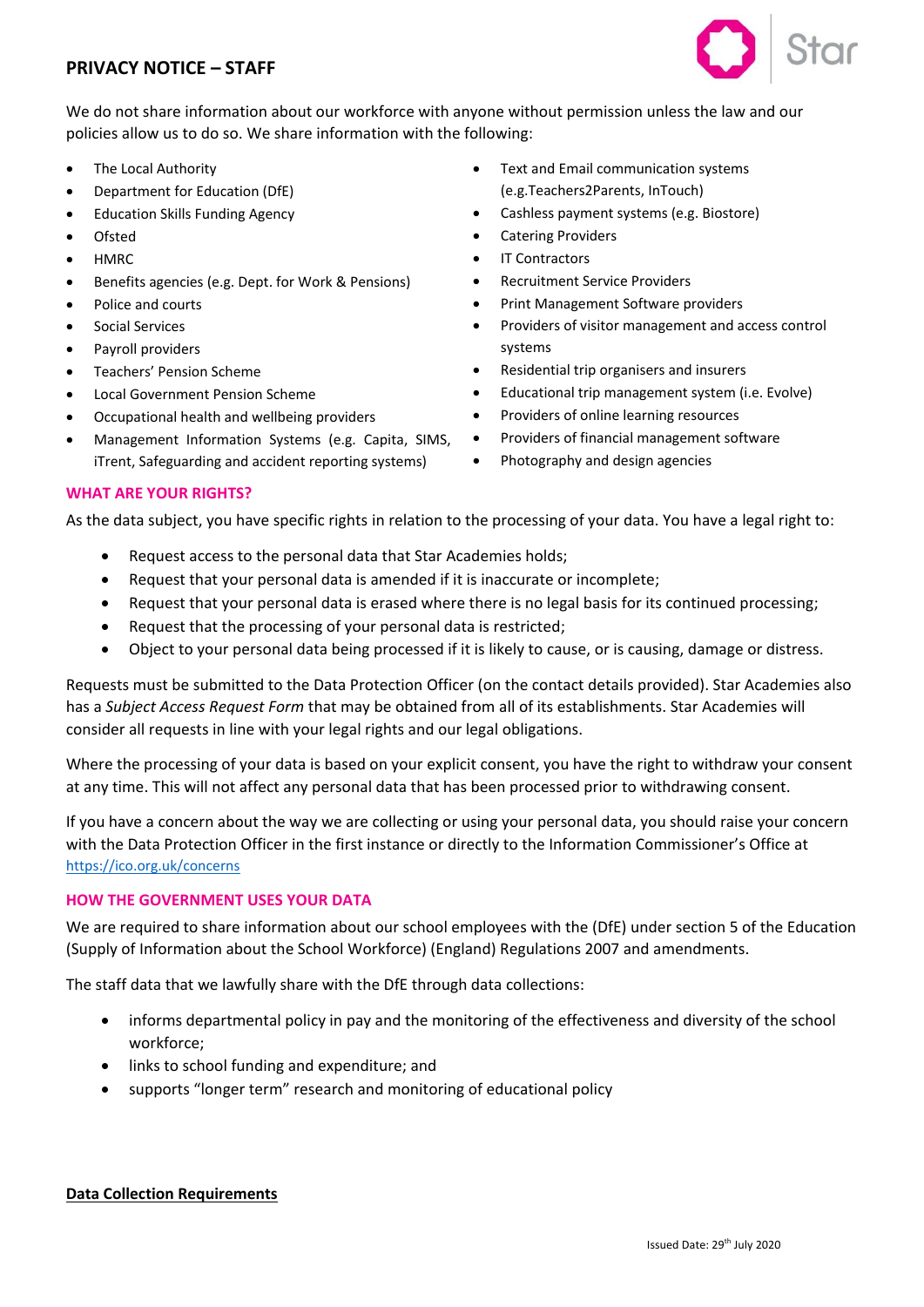We do not share information about our workforce with anyone without permission unless the law and our policies allow us to do so. We share information with the following:

- The Local Authority
- Department for Education (DfE)
- Education Skills Funding Agency
- Ofsted
- HMRC
- Benefits agencies (e.g. Dept. for Work & Pensions)
- Police and courts
- Social Services
- Payroll providers
- Teachers' Pension Scheme
- Local Government Pension Scheme
- Occupational health and wellbeing providers
- Management Information Systems (e.g. Capita, SIMS, iTrent, Safeguarding and accident reporting systems)
- Text and Email communication systems (e.g.Teachers2Parents, InTouch)
- Cashless payment systems (e.g. Biostore)
- Catering Providers
- IT Contractors
- Recruitment Service Providers
- Print Management Software providers
- Providers of visitor management and access control systems
- Residential trip organisers and insurers
- Educational trip management system (i.e. Evolve)
- Providers of online learning resources
- Providers of financial management software
- Photography and design agencies

## WHAT ARE YOUR RIGHTS?

As the data subject, you have specific rights in relation to the processing of your data. You have a legal right to:

- Request access to the personal data that Star Academies holds;
- Request that your personal data is amended if it is inaccurate or incomplete;
- Request that your personal data is erased where there is no legal basis for its continued processing;
- Request that the processing of your personal data is restricted;
- Object to your personal data being processed if it is likely to cause, or is causing, damage or distress.

Requests must be submitted to the Data Protection Officer (on the contact details provided). Star Academies also has a *Subject Access Request Form* that may be obtained from all of its establishments. Star Academies will consider all requests in line with your legal rights and our legal obligations.

Where the processing of your data is based on your explicit consent, you have the right to withdraw your consent at any time. This will not affect any personal data that has been processed prior to withdrawing consent.

If you have a concern about the way we are collecting or using your personal data, you should raise your concern with the Data Protection Officer in the first instance or directly to the Information Commissioner's Office at https://ico.org.uk/concerns

## HOW THE GOVERNMENT USES YOUR DATA

We are required to share information about our school employees with the (DfE) under section 5 of the Education (Supply of Information about the School Workforce) (England) Regulations 2007 and amendments.

The staff data that we lawfully share with the DfE through data collections:

- informs departmental policy in pay and the monitoring of the effectiveness and diversity of the school workforce;
- links to school funding and expenditure; and
- supports "longer term" research and monitoring of educational policy

**Data Collection Requirements**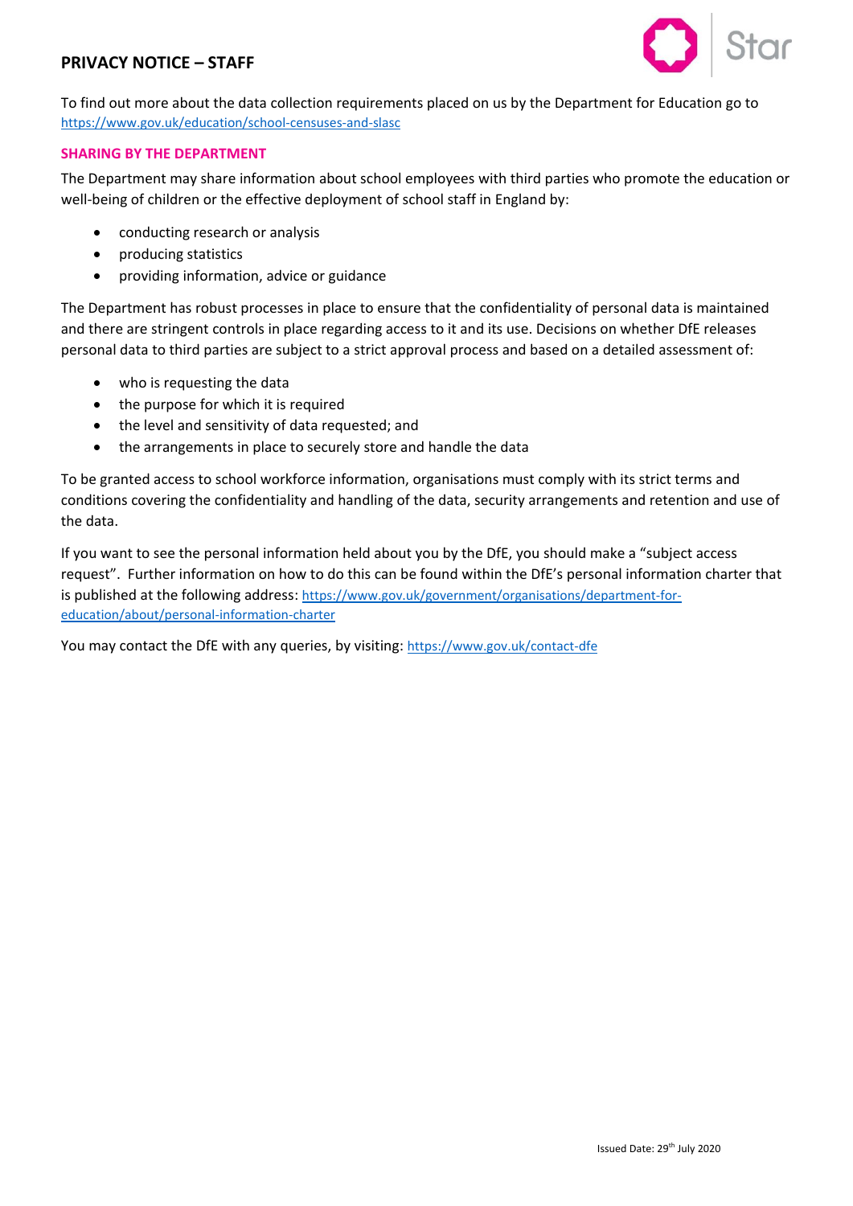To find out more about the data collection requirements placed on us by the Department for Education go to https://www.gov.uk/education/school-censuses-and-slasc

### SHARING BY THE DEPARTMENT

The Department may share information about school employees with third parties who promote the education or well-being of children or the effective deployment of school staff in England by:

- conducting research or analysis
- producing statistics
- providing information, advice or guidance

The Department has robust processes in place to ensure that the confidentiality of personal data is maintained and there are stringent controls in place regarding access to it and its use. Decisions on whether DfE releases personal data to third parties are subject to a strict approval process and based on a detailed assessment of:

- who is requesting the data
- the purpose for which it is required
- the level and sensitivity of data requested; and
- the arrangements in place to securely store and handle the data

To be granted access to school workforce information, organisations must comply with its strict terms and conditions covering the confidentiality and handling of the data, security arrangements and retention and use of the data.

If you want to see the personal information held about you by the DfE, you should make a "subject access request". Further information on how to do this can be found within the DfE's personal information charter that is published at the following address: https://www.gov.uk/government/organisations/department-for-education/about/personal-information-charter

You may contact the DfE with any queries, by visiting: https://www.gov.uk/contact-dfe

Issued Date: 29th July 2020